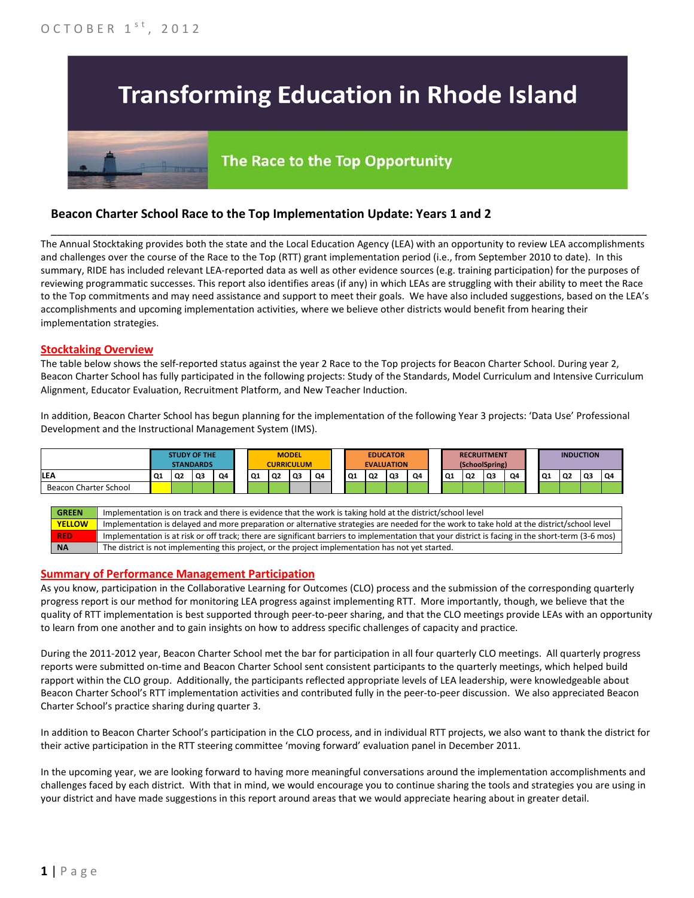OCTOBER 1st, 2012

# Transforming Education in Rhode Island

## The Race to the Top Opportunity

### Beacon Charter School Race to the Top Implementation Update: Years 1 and 2

The Annual Stocktaking provides both the state and the Local Education Agency (LEA) with an opportunity to review LEA accomplishments and challenges over the course of the Race to the Top (RTT) grant implementation period (i.e., from September 2010 to date). In this summary, RIDE has included relevant LEA-reported data as well as other evidence sources (e.g. training participation) for the purposes of reviewing programmatic successes. This report also identifies areas (if any) in which LEAs are struggling with their ability to meet the Race to the Top commitments and may need assistance and support to meet their goals. We have also included suggestions, based on the LEA's accomplishments and upcoming implementation activities, where we believe other districts would benefit from hearing their implementation strategies.

#### Stocktaking Overview

The table below shows the self-reported status against the year 2 Race to the Top projects for Beacon Charter School. During year 2, Beacon Charter School has fully participated in the following projects: Study of the Standards, Model Curriculum and Intensive Curriculum Alignment, Educator Evaluation, Recruitment Platform, and New Teacher Induction.

In addition, Beacon Charter School has begun planning for the implementation of the following Year 3 projects: 'Data Use' Professional Development and the Instructional Management System (IMS).

| | STUDY OF THE STANDARDS | | | | MODEL CURRICULUM | | | | EDUCATOR EVALUATION | | | | RECRUITMENT (SchoolSpring) | | | | INDUCTION | | | |
|---|---|---|---|---|---|---|---|---|---|---|---|---|---|---|---|---|---|---|---|---|
| LEA | Q1 | Q2 | Q3 | Q4 | Q1 | Q2 | Q3 | Q4 | Q1 | Q2 | Q3 | Q4 | Q1 | Q2 | Q3 | Q4 | Q1 | Q2 | Q3 | Q4 |
| Beacon Charter School | Yellow | Green | Green | Green | Green | Green | NA | NA | Green | Green | Green | Green | Green | Green | Green | Green | Green | Green | Green | Green |

| | |
|---|---|
| GREEN | Implementation is on track and there is evidence that the work is taking hold at the district/school level |
| YELLOW | Implementation is delayed and more preparation or alternative strategies are needed for the work to take hold at the district/school level |
| RED | Implementation is at risk or off track; there are significant barriers to implementation that your district is facing in the short-term (3-6 mos) |
| NA | The district is not implementing this project, or the project implementation has not yet started. |

#### Summary of Performance Management Participation

As you know, participation in the Collaborative Learning for Outcomes (CLO) process and the submission of the corresponding quarterly progress report is our method for monitoring LEA progress against implementing RTT. More importantly, though, we believe that the quality of RTT implementation is best supported through peer-to-peer sharing, and that the CLO meetings provide LEAs with an opportunity to learn from one another and to gain insights on how to address specific challenges of capacity and practice.

During the 2011-2012 year, Beacon Charter School met the bar for participation in all four quarterly CLO meetings. All quarterly progress reports were submitted on-time and Beacon Charter School sent consistent participants to the quarterly meetings, which helped build rapport within the CLO group. Additionally, the participants reflected appropriate levels of LEA leadership, were knowledgeable about Beacon Charter School's RTT implementation activities and contributed fully in the peer-to-peer discussion. We also appreciated Beacon Charter School's practice sharing during quarter 3.

In addition to Beacon Charter School's participation in the CLO process, and in individual RTT projects, we also want to thank the district for their active participation in the RTT steering committee 'moving forward' evaluation panel in December 2011.

In the upcoming year, we are looking forward to having more meaningful conversations around the implementation accomplishments and challenges faced by each district. With that in mind, we would encourage you to continue sharing the tools and strategies you are using in your district and have made suggestions in this report around areas that we would appreciate hearing about in greater detail.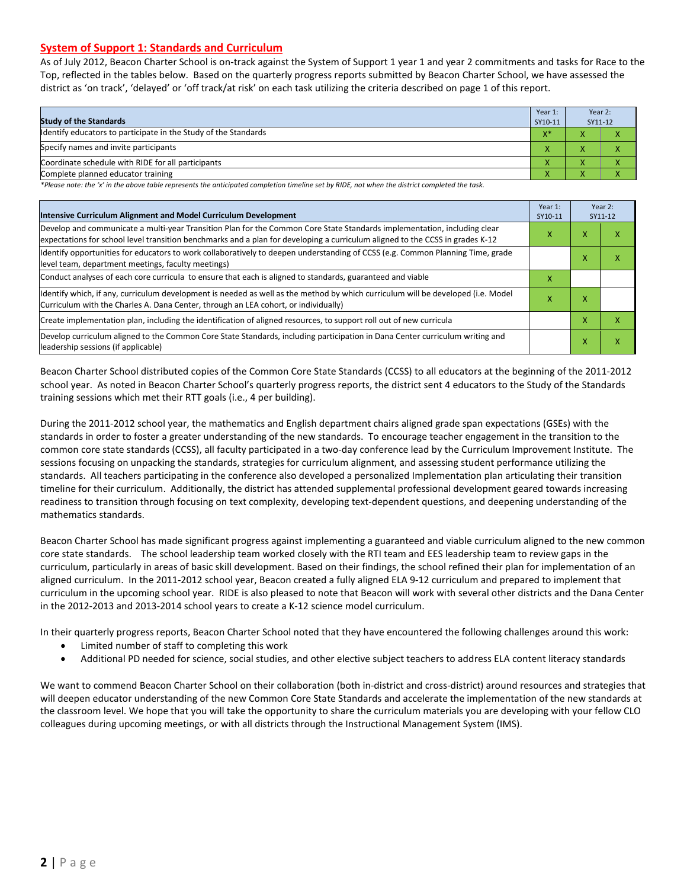## System of Support 1: Standards and Curriculum

As of July 2012, Beacon Charter School is on-track against the System of Support 1 year 1 and year 2 commitments and tasks for Race to the Top, reflected in the tables below. Based on the quarterly progress reports submitted by Beacon Charter School, we have assessed the district as 'on track', 'delayed' or 'off track/at risk' on each task utilizing the criteria described on page 1 of this report.

| Study of the Standards | Year 1: SY10-11 | Year 2: SY11-12 | |
|---|---|---|---|
| Identify educators to participate in the Study of the Standards | X* | X | X |
| Specify names and invite participants | X | X | X |
| Coordinate schedule with RIDE for all participants | X | X | X |
| Complete planned educator training | X | X | X |

*Please note: the 'x' in the above table represents the anticipated completion timeline set by RIDE, not when the district completed the task.

| Intensive Curriculum Alignment and Model Curriculum Development | Year 1: SY10-11 | Year 2: SY11-12 | |
|---|---|---|---|
| Develop and communicate a multi-year Transition Plan for the Common Core State Standards implementation, including clear expectations for school level transition benchmarks and a plan for developing a curriculum aligned to the CCSS in grades K-12 | X | X | X |
| Identify opportunities for educators to work collaboratively to deepen understanding of CCSS (e.g. Common Planning Time, grade level team, department meetings, faculty meetings) | | X | X |
| Conduct analyses of each core curricula to ensure that each is aligned to standards, guaranteed and viable | X | | |
| Identify which, if any, curriculum development is needed as well as the method by which curriculum will be developed (i.e. Model Curriculum with the Charles A. Dana Center, through an LEA cohort, or individually) | X | X | |
| Create implementation plan, including the identification of aligned resources, to support roll out of new curricula | | X | X |
| Develop curriculum aligned to the Common Core State Standards, including participation in Dana Center curriculum writing and leadership sessions (if applicable) | | X | X |

Beacon Charter School distributed copies of the Common Core State Standards (CCSS) to all educators at the beginning of the 2011-2012 school year. As noted in Beacon Charter School's quarterly progress reports, the district sent 4 educators to the Study of the Standards training sessions which met their RTT goals (i.e., 4 per building).

During the 2011-2012 school year, the mathematics and English department chairs aligned grade span expectations (GSEs) with the standards in order to foster a greater understanding of the new standards. To encourage teacher engagement in the transition to the common core state standards (CCSS), all faculty participated in a two-day conference lead by the Curriculum Improvement Institute. The sessions focusing on unpacking the standards, strategies for curriculum alignment, and assessing student performance utilizing the standards. All teachers participating in the conference also developed a personalized Implementation plan articulating their transition timeline for their curriculum. Additionally, the district has attended supplemental professional development geared towards increasing readiness to transition through focusing on text complexity, developing text-dependent questions, and deepening understanding of the mathematics standards.

Beacon Charter School has made significant progress against implementing a guaranteed and viable curriculum aligned to the new common core state standards. The school leadership team worked closely with the RTI team and EES leadership team to review gaps in the curriculum, particularly in areas of basic skill development. Based on their findings, the school refined their plan for implementation of an aligned curriculum. In the 2011-2012 school year, Beacon created a fully aligned ELA 9-12 curriculum and prepared to implement that curriculum in the upcoming school year. RIDE is also pleased to note that Beacon will work with several other districts and the Dana Center in the 2012-2013 and 2013-2014 school years to create a K-12 science model curriculum.

In their quarterly progress reports, Beacon Charter School noted that they have encountered the following challenges around this work:

- Limited number of staff to completing this work
- Additional PD needed for science, social studies, and other elective subject teachers to address ELA content literacy standards

We want to commend Beacon Charter School on their collaboration (both in-district and cross-district) around resources and strategies that will deepen educator understanding of the new Common Core State Standards and accelerate the implementation of the new standards at the classroom level. We hope that you will take the opportunity to share the curriculum materials you are developing with your fellow CLO colleagues during upcoming meetings, or with all districts through the Instructional Management System (IMS).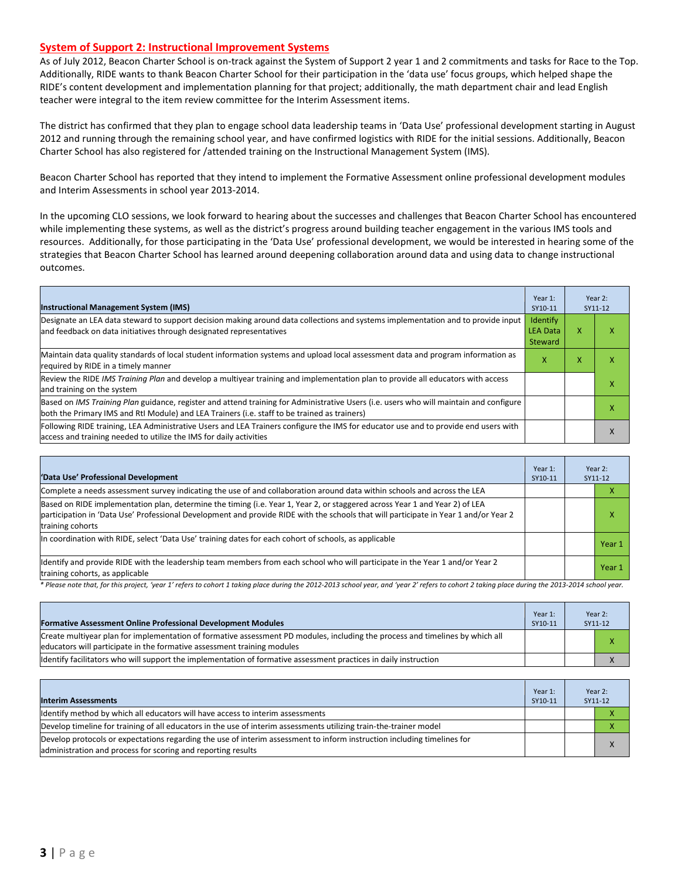## System of Support 2: Instructional Improvement Systems

As of July 2012, Beacon Charter School is on-track against the System of Support 2 year 1 and 2 commitments and tasks for Race to the Top. Additionally, RIDE wants to thank Beacon Charter School for their participation in the 'data use' focus groups, which helped shape the RIDE's content development and implementation planning for that project; additionally, the math department chair and lead English teacher were integral to the item review committee for the Interim Assessment items.

The district has confirmed that they plan to engage school data leadership teams in 'Data Use' professional development starting in August 2012 and running through the remaining school year, and have confirmed logistics with RIDE for the initial sessions. Additionally, Beacon Charter School has also registered for /attended training on the Instructional Management System (IMS).

Beacon Charter School has reported that they intend to implement the Formative Assessment online professional development modules and Interim Assessments in school year 2013-2014.

In the upcoming CLO sessions, we look forward to hearing about the successes and challenges that Beacon Charter School has encountered while implementing these systems, as well as the district's progress around building teacher engagement in the various IMS tools and resources. Additionally, for those participating in the 'Data Use' professional development, we would be interested in hearing some of the strategies that Beacon Charter School has learned around deepening collaboration around data and using data to change instructional outcomes.

| Instructional Management System (IMS) | Year 1: SY10-11 | Year 2: SY11-12 | |
|---|---|---|---|
| Designate an LEA data steward to support decision making around data collections and systems implementation and to provide input and feedback on data initiatives through designated representatives | Identify LEA Data Steward | X | X |
| Maintain data quality standards of local student information systems and upload local assessment data and program information as required by RIDE in a timely manner | X | X | X |
| Review the RIDE *IMS Training Plan* and develop a multiyear training and implementation plan to provide all educators with access and training on the system | | | X |
| Based on *IMS Training Plan* guidance, register and attend training for Administrative Users (i.e. users who will maintain and configure both the Primary IMS and RtI Module) and LEA Trainers (i.e. staff to be trained as trainers) | | | X |
| Following RIDE training, LEA Administrative Users and LEA Trainers configure the IMS for educator use and to provide end users with access and training needed to utilize the IMS for daily activities | | | X |

| 'Data Use' Professional Development | Year 1: SY10-11 | Year 2: SY11-12 | |
|---|---|---|---|
| Complete a needs assessment survey indicating the use of and collaboration around data within schools and across the LEA | | | X |
| Based on RIDE implementation plan, determine the timing (i.e. Year 1, Year 2, or staggered across Year 1 and Year 2) of LEA participation in 'Data Use' Professional Development and provide RIDE with the schools that will participate in Year 1 and/or Year 2 training cohorts | | | X |
| In coordination with RIDE, select 'Data Use' training dates for each cohort of schools, as applicable | | | Year 1 |
| Identify and provide RIDE with the leadership team members from each school who will participate in the Year 1 and/or Year 2 training cohorts, as applicable | | | Year 1 |

*\* Please note that, for this project, 'year 1' refers to cohort 1 taking place during the 2012-2013 school year, and 'year 2' refers to cohort 2 taking place during the 2013-2014 school year.*

| Formative Assessment Online Professional Development Modules | Year 1: SY10-11 | Year 2: SY11-12 | |
|---|---|---|---|
| Create multiyear plan for implementation of formative assessment PD modules, including the process and timelines by which all educators will participate in the formative assessment training modules | | | X |
| Identify facilitators who will support the implementation of formative assessment practices in daily instruction | | | X |

| Interim Assessments | Year 1: SY10-11 | Year 2: SY11-12 | |
|---|---|---|---|
| Identify method by which all educators will have access to interim assessments | | | X |
| Develop timeline for training of all educators in the use of interim assessments utilizing train-the-trainer model | | | X |
| Develop protocols or expectations regarding the use of interim assessment to inform instruction including timelines for administration and process for scoring and reporting results | | | X |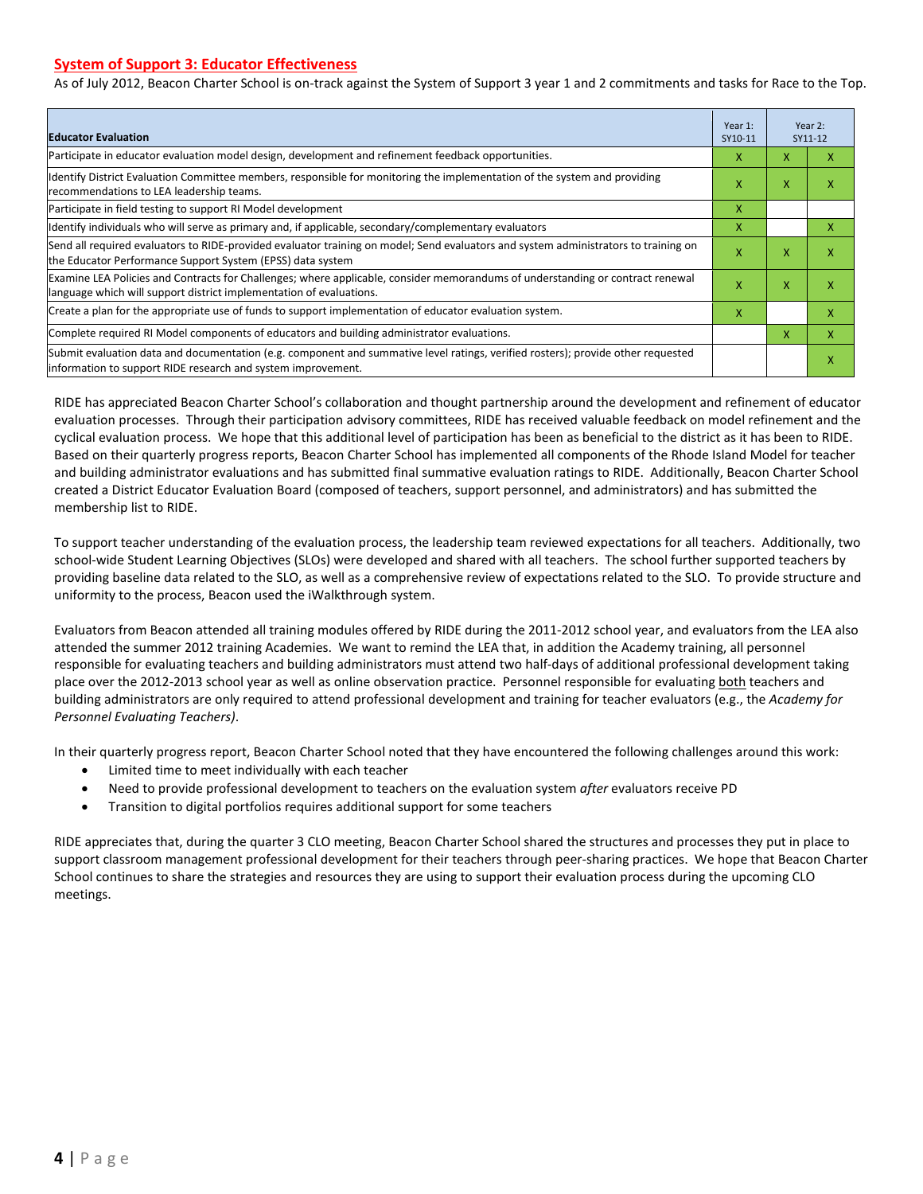## System of Support 3: Educator Effectiveness

As of July 2012, Beacon Charter School is on-track against the System of Support 3 year 1 and 2 commitments and tasks for Race to the Top.

| Educator Evaluation | Year 1: SY10-11 | Year 2: SY11-12 | |
|---|---|---|---|
| Participate in educator evaluation model design, development and refinement feedback opportunities. | X | X | X |
| Identify District Evaluation Committee members, responsible for monitoring the implementation of the system and providing recommendations to LEA leadership teams. | X | X | X |
| Participate in field testing to support RI Model development | X | | |
| Identify individuals who will serve as primary and, if applicable, secondary/complementary evaluators | X | | X |
| Send all required evaluators to RIDE-provided evaluator training on model; Send evaluators and system administrators to training on the Educator Performance Support System (EPSS) data system | X | X | X |
| Examine LEA Policies and Contracts for Challenges; where applicable, consider memorandums of understanding or contract renewal language which will support district implementation of evaluations. | X | X | X |
| Create a plan for the appropriate use of funds to support implementation of educator evaluation system. | X | | X |
| Complete required RI Model components of educators and building administrator evaluations. | | X | X |
| Submit evaluation data and documentation (e.g. component and summative level ratings, verified rosters); provide other requested information to support RIDE research and system improvement. | | | X |

RIDE has appreciated Beacon Charter School's collaboration and thought partnership around the development and refinement of educator evaluation processes. Through their participation advisory committees, RIDE has received valuable feedback on model refinement and the cyclical evaluation process. We hope that this additional level of participation has been as beneficial to the district as it has been to RIDE. Based on their quarterly progress reports, Beacon Charter School has implemented all components of the Rhode Island Model for teacher and building administrator evaluations and has submitted final summative evaluation ratings to RIDE. Additionally, Beacon Charter School created a District Educator Evaluation Board (composed of teachers, support personnel, and administrators) and has submitted the membership list to RIDE.

To support teacher understanding of the evaluation process, the leadership team reviewed expectations for all teachers. Additionally, two school-wide Student Learning Objectives (SLOs) were developed and shared with all teachers. The school further supported teachers by providing baseline data related to the SLO, as well as a comprehensive review of expectations related to the SLO. To provide structure and uniformity to the process, Beacon used the iWalkthrough system.

Evaluators from Beacon attended all training modules offered by RIDE during the 2011-2012 school year, and evaluators from the LEA also attended the summer 2012 training Academies. We want to remind the LEA that, in addition the Academy training, all personnel responsible for evaluating teachers and building administrators must attend two half-days of additional professional development taking place over the 2012-2013 school year as well as online observation practice. Personnel responsible for evaluating both teachers and building administrators are only required to attend professional development and training for teacher evaluators (e.g., the *Academy for Personnel Evaluating Teachers)*.

In their quarterly progress report, Beacon Charter School noted that they have encountered the following challenges around this work:

- Limited time to meet individually with each teacher
- Need to provide professional development to teachers on the evaluation system *after* evaluators receive PD
- Transition to digital portfolios requires additional support for some teachers

RIDE appreciates that, during the quarter 3 CLO meeting, Beacon Charter School shared the structures and processes they put in place to support classroom management professional development for their teachers through peer-sharing practices. We hope that Beacon Charter School continues to share the strategies and resources they are using to support their evaluation process during the upcoming CLO meetings.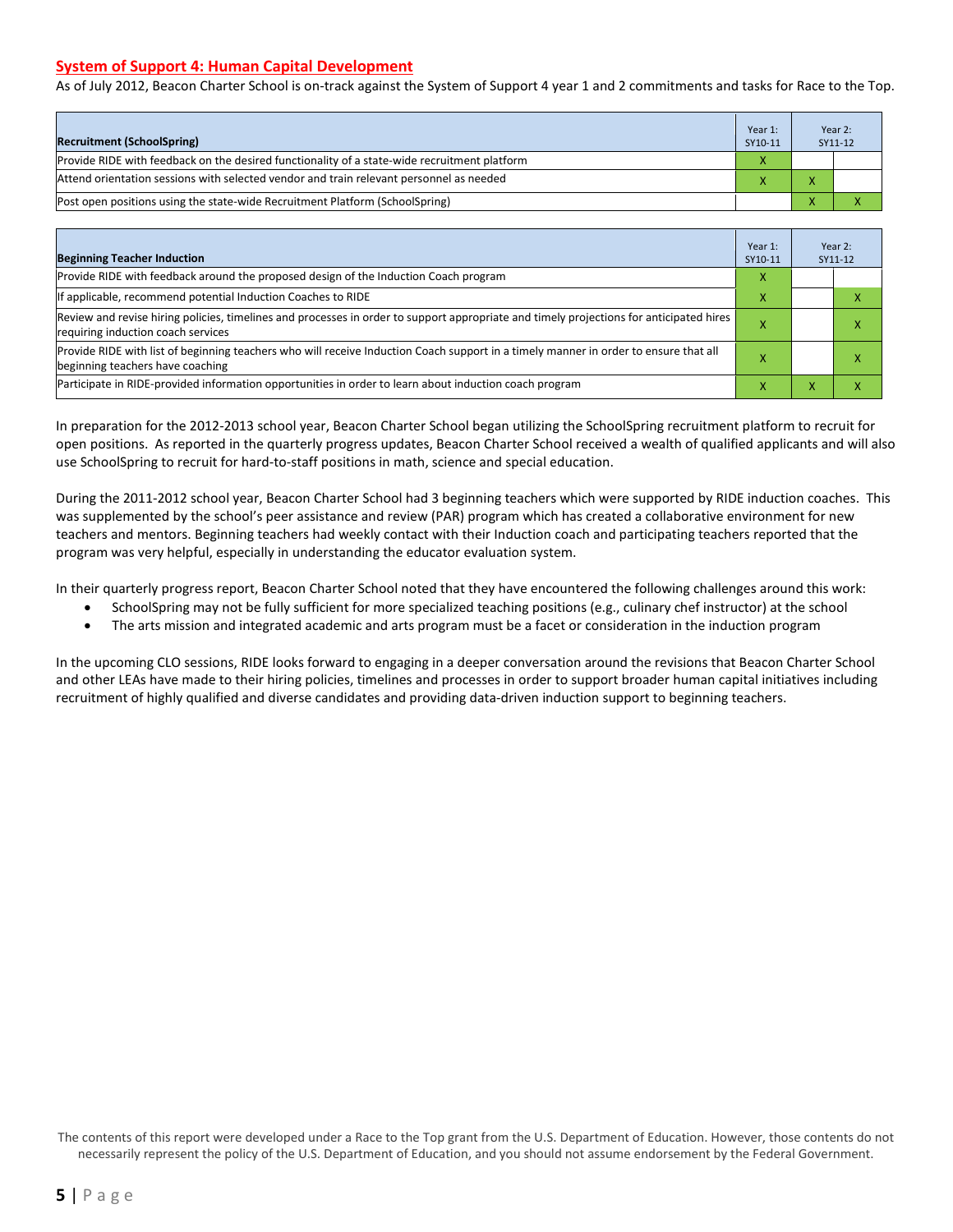## System of Support 4: Human Capital Development

As of July 2012, Beacon Charter School is on-track against the System of Support 4 year 1 and 2 commitments and tasks for Race to the Top.

| Recruitment (SchoolSpring) | Year 1: SY10-11 | Year 2: SY11-12 | |
|---|---|---|---|
| Provide RIDE with feedback on the desired functionality of a state-wide recruitment platform | X | | |
| Attend orientation sessions with selected vendor and train relevant personnel as needed | X | X | |
| Post open positions using the state-wide Recruitment Platform (SchoolSpring) | | X | X |

| Beginning Teacher Induction | Year 1: SY10-11 | Year 2: SY11-12 | |
|---|---|---|---|
| Provide RIDE with feedback around the proposed design of the Induction Coach program | X | | |
| If applicable, recommend potential Induction Coaches to RIDE | X | | X |
| Review and revise hiring policies, timelines and processes in order to support appropriate and timely projections for anticipated hires requiring induction coach services | X | | X |
| Provide RIDE with list of beginning teachers who will receive Induction Coach support in a timely manner in order to ensure that all beginning teachers have coaching | X | | X |
| Participate in RIDE-provided information opportunities in order to learn about induction coach program | X | X | X |

In preparation for the 2012-2013 school year, Beacon Charter School began utilizing the SchoolSpring recruitment platform to recruit for open positions. As reported in the quarterly progress updates, Beacon Charter School received a wealth of qualified applicants and will also use SchoolSpring to recruit for hard-to-staff positions in math, science and special education.

During the 2011-2012 school year, Beacon Charter School had 3 beginning teachers which were supported by RIDE induction coaches. This was supplemented by the school's peer assistance and review (PAR) program which has created a collaborative environment for new teachers and mentors. Beginning teachers had weekly contact with their Induction coach and participating teachers reported that the program was very helpful, especially in understanding the educator evaluation system.

In their quarterly progress report, Beacon Charter School noted that they have encountered the following challenges around this work:

- SchoolSpring may not be fully sufficient for more specialized teaching positions (e.g., culinary chef instructor) at the school
- The arts mission and integrated academic and arts program must be a facet or consideration in the induction program

In the upcoming CLO sessions, RIDE looks forward to engaging in a deeper conversation around the revisions that Beacon Charter School and other LEAs have made to their hiring policies, timelines and processes in order to support broader human capital initiatives including recruitment of highly qualified and diverse candidates and providing data-driven induction support to beginning teachers.

The contents of this report were developed under a Race to the Top grant from the U.S. Department of Education. However, those contents do not necessarily represent the policy of the U.S. Department of Education, and you should not assume endorsement by the Federal Government.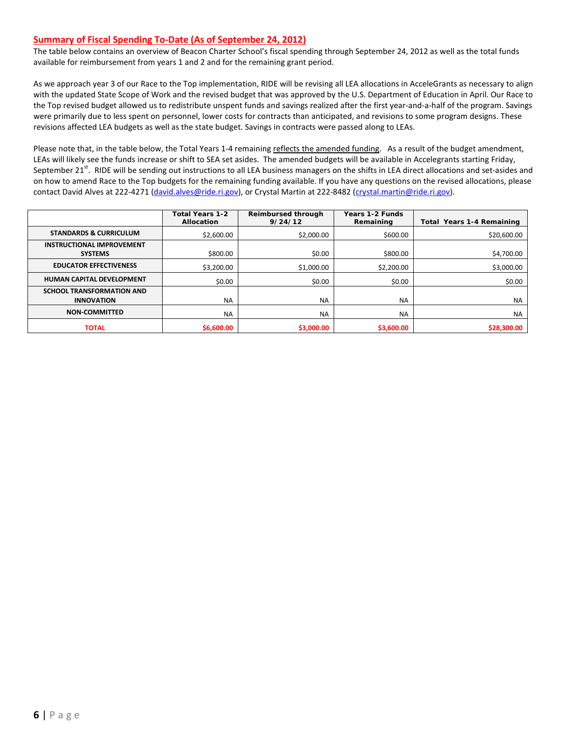## Summary of Fiscal Spending To-Date (As of September 24, 2012)

The table below contains an overview of Beacon Charter School's fiscal spending through September 24, 2012 as well as the total funds available for reimbursement from years 1 and 2 and for the remaining grant period.

As we approach year 3 of our Race to the Top implementation, RIDE will be revising all LEA allocations in AcceleGrants as necessary to align with the updated State Scope of Work and the revised budget that was approved by the U.S. Department of Education in April. Our Race to the Top revised budget allowed us to redistribute unspent funds and savings realized after the first year-and-a-half of the program. Savings were primarily due to less spent on personnel, lower costs for contracts than anticipated, and revisions to some program designs. These revisions affected LEA budgets as well as the state budget. Savings in contracts were passed along to LEAs.

Please note that, in the table below, the Total Years 1-4 remaining reflects the amended funding. As a result of the budget amendment, LEAs will likely see the funds increase or shift to SEA set asides. The amended budgets will be available in Accelegrants starting Friday, September 21st. RIDE will be sending out instructions to all LEA business managers on the shifts in LEA direct allocations and set-asides and on how to amend Race to the Top budgets for the remaining funding available. If you have any questions on the revised allocations, please contact David Alves at 222-4271 (david.alves@ride.ri.gov), or Crystal Martin at 222-8482 (crystal.martin@ride.ri.gov).

| | Total Years 1-2 Allocation | Reimbursed through 9/24/12 | Years 1-2 Funds Remaining | Total Years 1-4 Remaining |
|---|---|---|---|---|
| STANDARDS & CURRICULUM | $2,600.00 | $2,000.00 | $600.00 | $20,600.00 |
| INSTRUCTIONAL IMPROVEMENT SYSTEMS | $800.00 | $0.00 | $800.00 | $4,700.00 |
| EDUCATOR EFFECTIVENESS | $3,200.00 | $1,000.00 | $2,200.00 | $3,000.00 |
| HUMAN CAPITAL DEVELOPMENT | $0.00 | $0.00 | $0.00 | $0.00 |
| SCHOOL TRANSFORMATION AND INNOVATION | NA | NA | NA | NA |
| NON-COMMITTED | NA | NA | NA | NA |
| **TOTAL** | **$6,600.00** | **$3,000.00** | **$3,600.00** | **$28,300.00** |